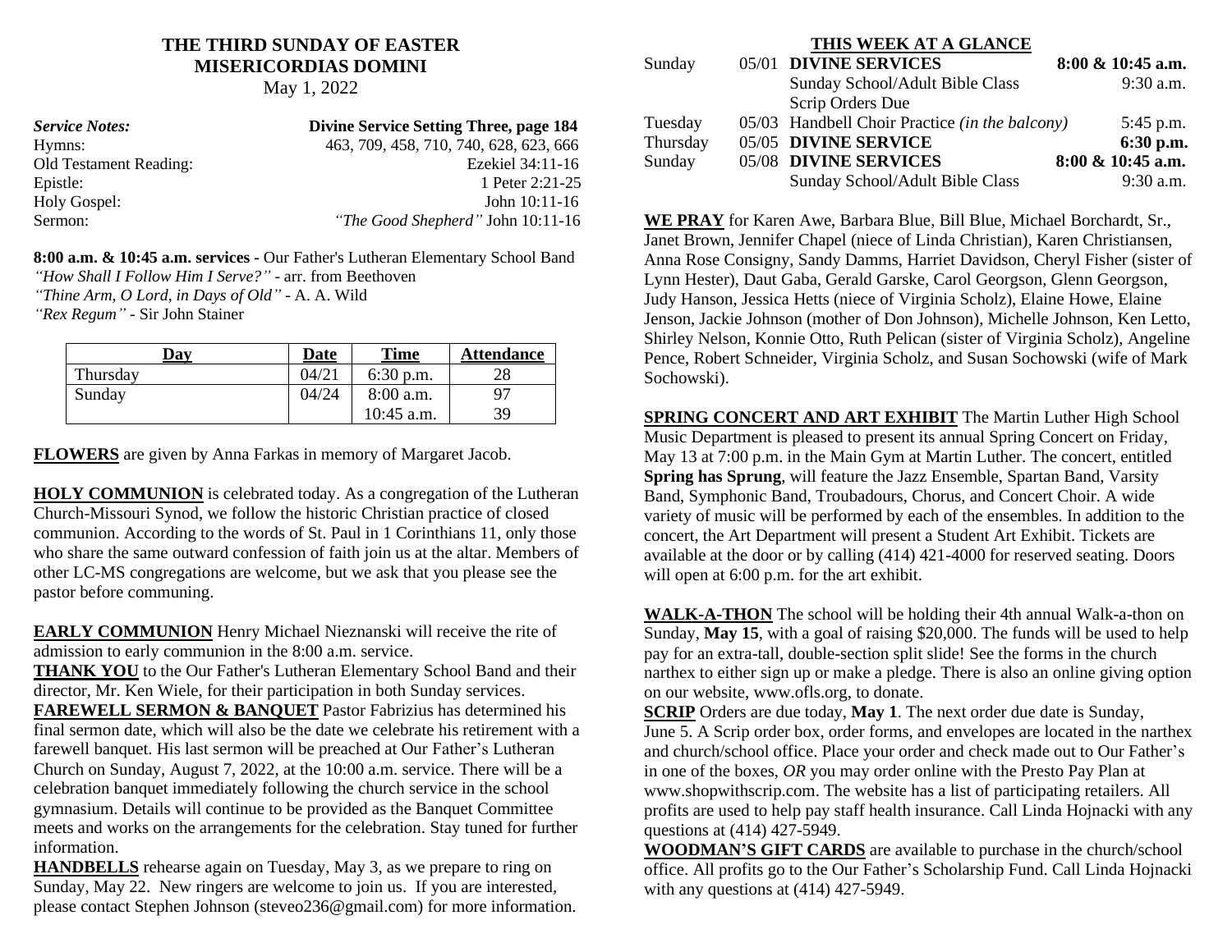# THE THIRD SUNDAY OF EASTER
## MISERICORDIAS DOMINI
May 1, 2022

| *Service Notes:* | **Divine Service Setting Three, page 184** |
|---|---|
| Hymns: | 463, 709, 458, 710, 740, 628, 623, 666 |
| Old Testament Reading: | Ezekiel 34:11-16 |
| Epistle: | 1 Peter 2:21-25 |
| Holy Gospel: | John 10:11-16 |
| Sermon: | *"The Good Shepherd"* John 10:11-16 |

**8:00 a.m. & 10:45 a.m. services -** Our Father's Lutheran Elementary School Band
*"How Shall I Follow Him I Serve?"* - arr. from Beethoven
*"Thine Arm, O Lord, in Days of Old"* - A. A. Wild
*"Rex Regum"* - Sir John Stainer

| Day | Date | Time | Attendance |
|---|---|---|---|
| Thursday | 04/21 | 6:30 p.m. | 28 |
| Sunday | 04/24 | 8:00 a.m. | 97 |
| | | 10:45 a.m. | 39 |

**FLOWERS** are given by Anna Farkas in memory of Margaret Jacob.

**HOLY COMMUNION** is celebrated today. As a congregation of the Lutheran Church-Missouri Synod, we follow the historic Christian practice of closed communion. According to the words of St. Paul in 1 Corinthians 11, only those who share the same outward confession of faith join us at the altar. Members of other LC-MS congregations are welcome, but we ask that you please see the pastor before communing.

**EARLY COMMUNION** Henry Michael Nieznanski will receive the rite of admission to early communion in the 8:00 a.m. service.

**THANK YOU** to the Our Father's Lutheran Elementary School Band and their director, Mr. Ken Wiele, for their participation in both Sunday services.

**FAREWELL SERMON & BANQUET** Pastor Fabrizius has determined his final sermon date, which will also be the date we celebrate his retirement with a farewell banquet. His last sermon will be preached at Our Father's Lutheran Church on Sunday, August 7, 2022, at the 10:00 a.m. service. There will be a celebration banquet immediately following the church service in the school gymnasium. Details will continue to be provided as the Banquet Committee meets and works on the arrangements for the celebration. Stay tuned for further information.

**HANDBELLS** rehearse again on Tuesday, May 3, as we prepare to ring on Sunday, May 22. New ringers are welcome to join us. If you are interested, please contact Stephen Johnson (steveo236@gmail.com) for more information.

## THIS WEEK AT A GLANCE

| | | | |
|---|---|---|---|
| Sunday | 05/01 | **DIVINE SERVICES** | **8:00 & 10:45 a.m.** |
| | | Sunday School/Adult Bible Class | 9:30 a.m. |
| | | Scrip Orders Due | |
| Tuesday | 05/03 | Handbell Choir Practice *(in the balcony)* | 5:45 p.m. |
| Thursday | 05/05 | **DIVINE SERVICE** | **6:30 p.m.** |
| Sunday | 05/08 | **DIVINE SERVICES** | **8:00 & 10:45 a.m.** |
| | | Sunday School/Adult Bible Class | 9:30 a.m. |

**WE PRAY** for Karen Awe, Barbara Blue, Bill Blue, Michael Borchardt, Sr., Janet Brown, Jennifer Chapel (niece of Linda Christian), Karen Christiansen, Anna Rose Consigny, Sandy Damms, Harriet Davidson, Cheryl Fisher (sister of Lynn Hester), Daut Gaba, Gerald Garske, Carol Georgson, Glenn Georgson, Judy Hanson, Jessica Hetts (niece of Virginia Scholz), Elaine Howe, Elaine Jenson, Jackie Johnson (mother of Don Johnson), Michelle Johnson, Ken Letto, Shirley Nelson, Konnie Otto, Ruth Pelican (sister of Virginia Scholz), Angeline Pence, Robert Schneider, Virginia Scholz, and Susan Sochowski (wife of Mark Sochowski).

**SPRING CONCERT AND ART EXHIBIT** The Martin Luther High School Music Department is pleased to present its annual Spring Concert on Friday, May 13 at 7:00 p.m. in the Main Gym at Martin Luther. The concert, entitled **Spring has Sprung**, will feature the Jazz Ensemble, Spartan Band, Varsity Band, Symphonic Band, Troubadours, Chorus, and Concert Choir. A wide variety of music will be performed by each of the ensembles. In addition to the concert, the Art Department will present a Student Art Exhibit. Tickets are available at the door or by calling (414) 421-4000 for reserved seating. Doors will open at 6:00 p.m. for the art exhibit.

**WALK-A-THON** The school will be holding their 4th annual Walk-a-thon on Sunday, **May 15**, with a goal of raising $20,000. The funds will be used to help pay for an extra-tall, double-section split slide! See the forms in the church narthex to either sign up or make a pledge. There is also an online giving option on our website, www.ofls.org, to donate.

**SCRIP** Orders are due today, **May 1**. The next order due date is Sunday, June 5. A Scrip order box, order forms, and envelopes are located in the narthex and church/school office. Place your order and check made out to Our Father's in one of the boxes, *OR* you may order online with the Presto Pay Plan at www.shopwithscrip.com. The website has a list of participating retailers. All profits are used to help pay staff health insurance. Call Linda Hojnacki with any questions at (414) 427-5949.

**WOODMAN'S GIFT CARDS** are available to purchase in the church/school office. All profits go to the Our Father's Scholarship Fund. Call Linda Hojnacki with any questions at (414) 427-5949.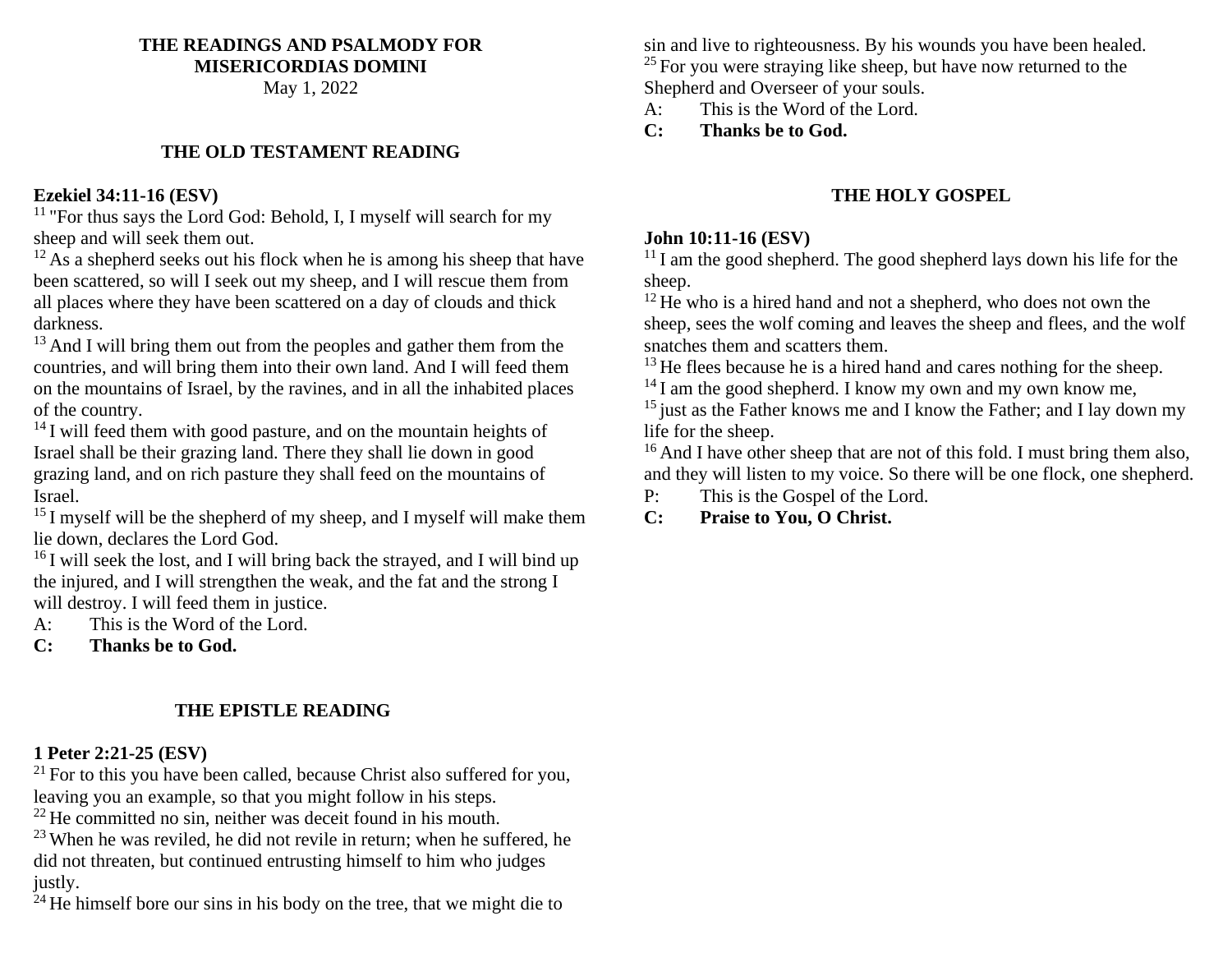# THE READINGS AND PSALMODY FOR MISERICORDIAS DOMINI

May 1, 2022

## THE OLD TESTAMENT READING

**Ezekiel 34:11-16 (ESV)**

[11] "For thus says the Lord God: Behold, I, I myself will search for my sheep and will seek them out.
[12] As a shepherd seeks out his flock when he is among his sheep that have been scattered, so will I seek out my sheep, and I will rescue them from all places where they have been scattered on a day of clouds and thick darkness.
[13] And I will bring them out from the peoples and gather them from the countries, and will bring them into their own land. And I will feed them on the mountains of Israel, by the ravines, and in all the inhabited places of the country.
[14] I will feed them with good pasture, and on the mountain heights of Israel shall be their grazing land. There they shall lie down in good grazing land, and on rich pasture they shall feed on the mountains of Israel.
[15] I myself will be the shepherd of my sheep, and I myself will make them lie down, declares the Lord God.
[16] I will seek the lost, and I will bring back the strayed, and I will bind up the injured, and I will strengthen the weak, and the fat and the strong I will destroy. I will feed them in justice.

A: This is the Word of the Lord.
**C: Thanks be to God.**

## THE EPISTLE READING

**1 Peter 2:21-25 (ESV)**

[21] For to this you have been called, because Christ also suffered for you, leaving you an example, so that you might follow in his steps.
[22] He committed no sin, neither was deceit found in his mouth.
[23] When he was reviled, he did not revile in return; when he suffered, he did not threaten, but continued entrusting himself to him who judges justly.
[24] He himself bore our sins in his body on the tree, that we might die to sin and live to righteousness. By his wounds you have been healed.
[25] For you were straying like sheep, but have now returned to the Shepherd and Overseer of your souls.

A: This is the Word of the Lord.
**C: Thanks be to God.**

## THE HOLY GOSPEL

**John 10:11-16 (ESV)**

[11] I am the good shepherd. The good shepherd lays down his life for the sheep.
[12] He who is a hired hand and not a shepherd, who does not own the sheep, sees the wolf coming and leaves the sheep and flees, and the wolf snatches them and scatters them.
[13] He flees because he is a hired hand and cares nothing for the sheep.
[14] I am the good shepherd. I know my own and my own know me,
[15] just as the Father knows me and I know the Father; and I lay down my life for the sheep.
[16] And I have other sheep that are not of this fold. I must bring them also, and they will listen to my voice. So there will be one flock, one shepherd.

P: This is the Gospel of the Lord.
**C: Praise to You, O Christ.**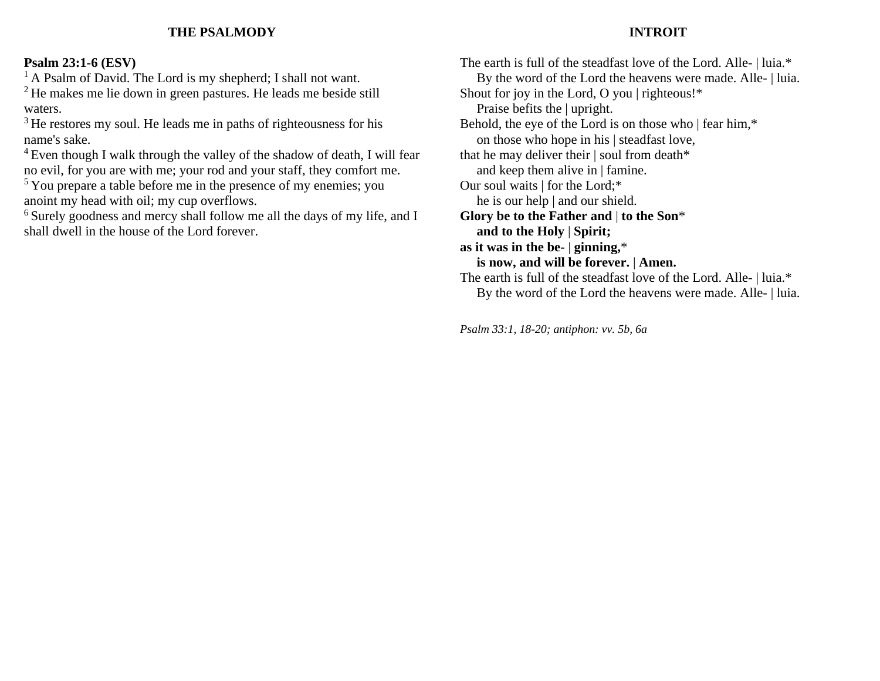## THE PSALMODY

**Psalm 23:1-6 (ESV)**

[1] A Psalm of David. The Lord is my shepherd; I shall not want.
[2] He makes me lie down in green pastures. He leads me beside still waters.
[3] He restores my soul. He leads me in paths of righteousness for his name's sake.
[4] Even though I walk through the valley of the shadow of death, I will fear no evil, for you are with me; your rod and your staff, they comfort me.
[5] You prepare a table before me in the presence of my enemies; you anoint my head with oil; my cup overflows.
[6] Surely goodness and mercy shall follow me all the days of my life, and I shall dwell in the house of the Lord forever.

## INTROIT

The earth is full of the steadfast love of the Lord. Alle- | luia.*
  By the word of the Lord the heavens were made. Alle- | luia.
Shout for joy in the Lord, O you | righteous!*
  Praise befits the | upright.
Behold, the eye of the Lord is on those who | fear him,*
  on those who hope in his | steadfast love,
that he may deliver their | soul from death*
  and keep them alive in | famine.
Our soul waits | for the Lord;*
  he is our help | and our shield.
**Glory be to the Father and | to the Son***
  **and to the Holy | Spirit;**
**as it was in the be- | ginning,***
  **is now, and will be forever. | Amen.**
The earth is full of the steadfast love of the Lord. Alle- | luia.*
  By the word of the Lord the heavens were made. Alle- | luia.

*Psalm 33:1, 18-20; antiphon: vv. 5b, 6a*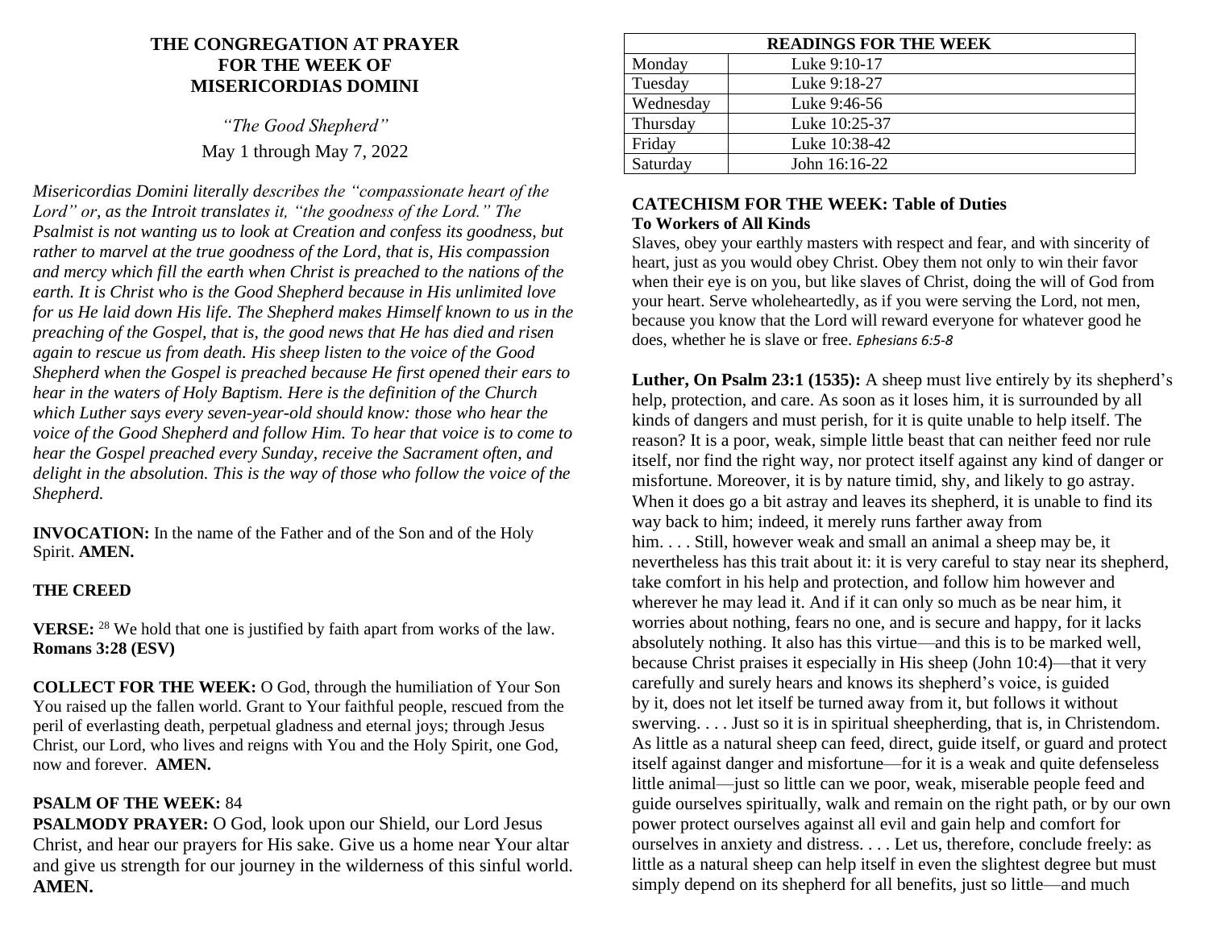**THE CONGREGATION AT PRAYER**
**FOR THE WEEK OF**
**MISERICORDIAS DOMINI**

*"The Good Shepherd"*

May 1 through May 7, 2022

*Misericordias Domini literally describes the "compassionate heart of the Lord" or, as the Introit translates it, "the goodness of the Lord." The Psalmist is not wanting us to look at Creation and confess its goodness, but rather to marvel at the true goodness of the Lord, that is, His compassion and mercy which fill the earth when Christ is preached to the nations of the earth. It is Christ who is the Good Shepherd because in His unlimited love for us He laid down His life. The Shepherd makes Himself known to us in the preaching of the Gospel, that is, the good news that He has died and risen again to rescue us from death. His sheep listen to the voice of the Good Shepherd when the Gospel is preached because He first opened their ears to hear in the waters of Holy Baptism. Here is the definition of the Church which Luther says every seven-year-old should know: those who hear the voice of the Good Shepherd and follow Him. To hear that voice is to come to hear the Gospel preached every Sunday, receive the Sacrament often, and delight in the absolution. This is the way of those who follow the voice of the Shepherd.*

**INVOCATION:** In the name of the Father and of the Son and of the Holy Spirit. **AMEN.**

**THE CREED**

**VERSE:** [28] We hold that one is justified by faith apart from works of the law. **Romans 3:28 (ESV)**

**COLLECT FOR THE WEEK:** O God, through the humiliation of Your Son You raised up the fallen world. Grant to Your faithful people, rescued from the peril of everlasting death, perpetual gladness and eternal joys; through Jesus Christ, our Lord, who lives and reigns with You and the Holy Spirit, one God, now and forever. **AMEN.**

**PSALM OF THE WEEK:** 84

**PSALMODY PRAYER:** O God, look upon our Shield, our Lord Jesus Christ, and hear our prayers for His sake. Give us a home near Your altar and give us strength for our journey in the wilderness of this sinful world. **AMEN.**

| READINGS FOR THE WEEK | |
|---|---|
| Monday | Luke 9:10-17 |
| Tuesday | Luke 9:18-27 |
| Wednesday | Luke 9:46-56 |
| Thursday | Luke 10:25-37 |
| Friday | Luke 10:38-42 |
| Saturday | John 16:16-22 |

**CATECHISM FOR THE WEEK: Table of Duties**
**To Workers of All Kinds**

Slaves, obey your earthly masters with respect and fear, and with sincerity of heart, just as you would obey Christ. Obey them not only to win their favor when their eye is on you, but like slaves of Christ, doing the will of God from your heart. Serve wholeheartedly, as if you were serving the Lord, not men, because you know that the Lord will reward everyone for whatever good he does, whether he is slave or free. *Ephesians 6:5-8*

**Luther, On Psalm 23:1 (1535):** A sheep must live entirely by its shepherd's help, protection, and care. As soon as it loses him, it is surrounded by all kinds of dangers and must perish, for it is quite unable to help itself. The reason? It is a poor, weak, simple little beast that can neither feed nor rule itself, nor find the right way, nor protect itself against any kind of danger or misfortune. Moreover, it is by nature timid, shy, and likely to go astray. When it does go a bit astray and leaves its shepherd, it is unable to find its way back to him; indeed, it merely runs farther away from him. . . . Still, however weak and small an animal a sheep may be, it nevertheless has this trait about it: it is very careful to stay near its shepherd, take comfort in his help and protection, and follow him however and wherever he may lead it. And if it can only so much as be near him, it worries about nothing, fears no one, and is secure and happy, for it lacks absolutely nothing. It also has this virtue—and this is to be marked well, because Christ praises it especially in His sheep (John 10:4)—that it very carefully and surely hears and knows its shepherd's voice, is guided by it, does not let itself be turned away from it, but follows it without swerving. . . . Just so it is in spiritual sheepherding, that is, in Christendom. As little as a natural sheep can feed, direct, guide itself, or guard and protect itself against danger and misfortune—for it is a weak and quite defenseless little animal—just so little can we poor, weak, miserable people feed and guide ourselves spiritually, walk and remain on the right path, or by our own power protect ourselves against all evil and gain help and comfort for ourselves in anxiety and distress. . . . Let us, therefore, conclude freely: as little as a natural sheep can help itself in even the slightest degree but must simply depend on its shepherd for all benefits, just so little—and much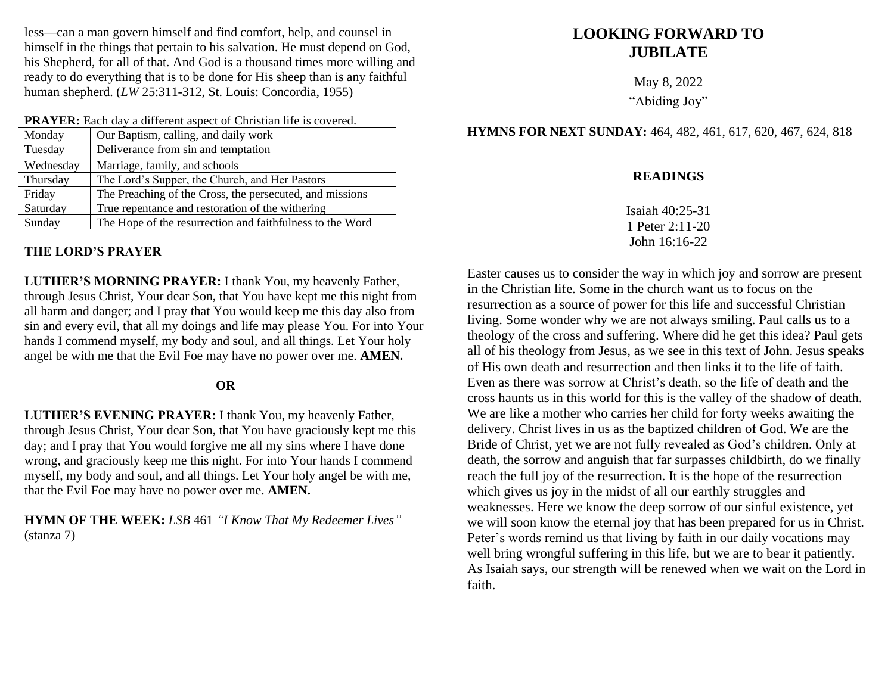less—can a man govern himself and find comfort, help, and counsel in himself in the things that pertain to his salvation. He must depend on God, his Shepherd, for all of that. And God is a thousand times more willing and ready to do everything that is to be done for His sheep than is any faithful human shepherd. (*LW* 25:311-312, St. Louis: Concordia, 1955)

**PRAYER:** Each day a different aspect of Christian life is covered.

| | |
|---|---|
| Monday | Our Baptism, calling, and daily work |
| Tuesday | Deliverance from sin and temptation |
| Wednesday | Marriage, family, and schools |
| Thursday | The Lord's Supper, the Church, and Her Pastors |
| Friday | The Preaching of the Cross, the persecuted, and missions |
| Saturday | True repentance and restoration of the withering |
| Sunday | The Hope of the resurrection and faithfulness to the Word |

**THE LORD'S PRAYER**

**LUTHER'S MORNING PRAYER:** I thank You, my heavenly Father, through Jesus Christ, Your dear Son, that You have kept me this night from all harm and danger; and I pray that You would keep me this day also from sin and every evil, that all my doings and life may please You. For into Your hands I commend myself, my body and soul, and all things. Let Your holy angel be with me that the Evil Foe may have no power over me. **AMEN.**

**OR**

**LUTHER'S EVENING PRAYER:** I thank You, my heavenly Father, through Jesus Christ, Your dear Son, that You have graciously kept me this day; and I pray that You would forgive me all my sins where I have done wrong, and graciously keep me this night. For into Your hands I commend myself, my body and soul, and all things. Let Your holy angel be with me, that the Evil Foe may have no power over me. **AMEN.**

**HYMN OF THE WEEK:** *LSB* 461 *"I Know That My Redeemer Lives"* (stanza 7)

# LOOKING FORWARD TO JUBILATE

May 8, 2022

"Abiding Joy"

**HYMNS FOR NEXT SUNDAY:** 464, 482, 461, 617, 620, 467, 624, 818

## READINGS

Isaiah 40:25-31
1 Peter 2:11-20
John 16:16-22

Easter causes us to consider the way in which joy and sorrow are present in the Christian life. Some in the church want us to focus on the resurrection as a source of power for this life and successful Christian living. Some wonder why we are not always smiling. Paul calls us to a theology of the cross and suffering. Where did he get this idea? Paul gets all of his theology from Jesus, as we see in this text of John. Jesus speaks of His own death and resurrection and then links it to the life of faith. Even as there was sorrow at Christ's death, so the life of death and the cross haunts us in this world for this is the valley of the shadow of death. We are like a mother who carries her child for forty weeks awaiting the delivery. Christ lives in us as the baptized children of God. We are the Bride of Christ, yet we are not fully revealed as God's children. Only at death, the sorrow and anguish that far surpasses childbirth, do we finally reach the full joy of the resurrection. It is the hope of the resurrection which gives us joy in the midst of all our earthly struggles and weaknesses. Here we know the deep sorrow of our sinful existence, yet we will soon know the eternal joy that has been prepared for us in Christ. Peter's words remind us that living by faith in our daily vocations may well bring wrongful suffering in this life, but we are to bear it patiently. As Isaiah says, our strength will be renewed when we wait on the Lord in faith.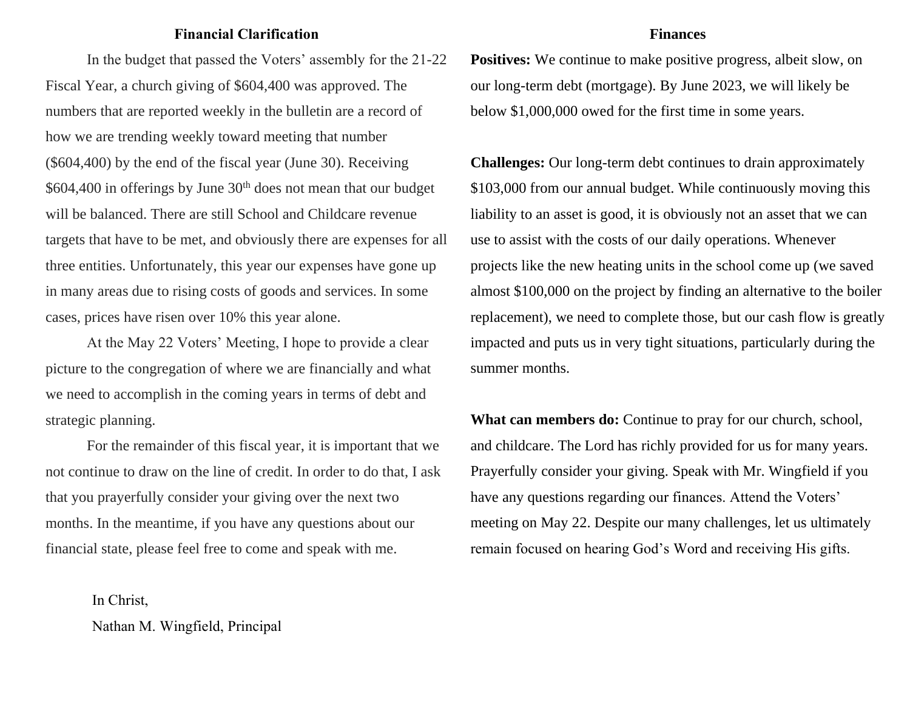## Financial Clarification

In the budget that passed the Voters' assembly for the 21-22 Fiscal Year, a church giving of $604,400 was approved. The numbers that are reported weekly in the bulletin are a record of how we are trending weekly toward meeting that number ($604,400) by the end of the fiscal year (June 30). Receiving $604,400 in offerings by June 30th does not mean that our budget will be balanced. There are still School and Childcare revenue targets that have to be met, and obviously there are expenses for all three entities. Unfortunately, this year our expenses have gone up in many areas due to rising costs of goods and services. In some cases, prices have risen over 10% this year alone.

At the May 22 Voters' Meeting, I hope to provide a clear picture to the congregation of where we are financially and what we need to accomplish in the coming years in terms of debt and strategic planning.

For the remainder of this fiscal year, it is important that we not continue to draw on the line of credit. In order to do that, I ask that you prayerfully consider your giving over the next two months. In the meantime, if you have any questions about our financial state, please feel free to come and speak with me.

In Christ,
Nathan M. Wingfield, Principal

## Finances

**Positives:** We continue to make positive progress, albeit slow, on our long-term debt (mortgage). By June 2023, we will likely be below $1,000,000 owed for the first time in some years.

**Challenges:** Our long-term debt continues to drain approximately $103,000 from our annual budget. While continuously moving this liability to an asset is good, it is obviously not an asset that we can use to assist with the costs of our daily operations. Whenever projects like the new heating units in the school come up (we saved almost $100,000 on the project by finding an alternative to the boiler replacement), we need to complete those, but our cash flow is greatly impacted and puts us in very tight situations, particularly during the summer months.

**What can members do:** Continue to pray for our church, school, and childcare. The Lord has richly provided for us for many years. Prayerfully consider your giving. Speak with Mr. Wingfield if you have any questions regarding our finances. Attend the Voters' meeting on May 22. Despite our many challenges, let us ultimately remain focused on hearing God's Word and receiving His gifts.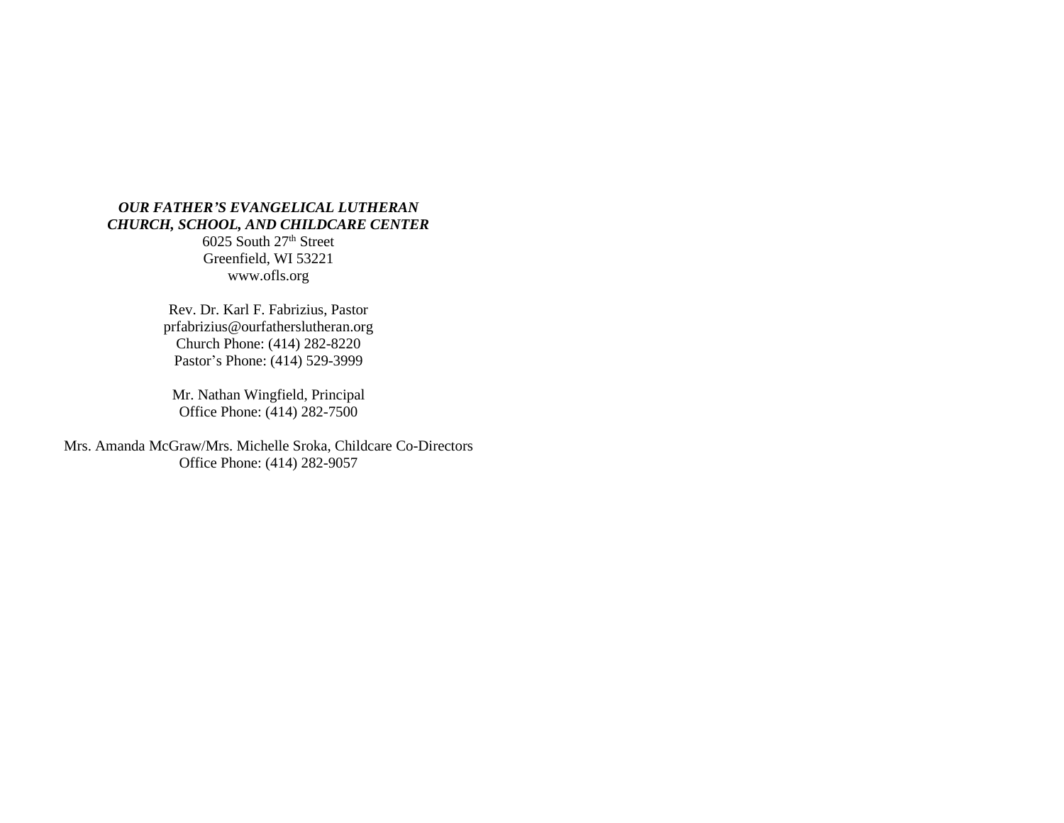***OUR FATHER'S EVANGELICAL LUTHERAN CHURCH, SCHOOL, AND CHILDCARE CENTER***

6025 South 27th Street
Greenfield, WI 53221
www.ofls.org

Rev. Dr. Karl F. Fabrizius, Pastor
prfabrizius@ourfatherslutheran.org
Church Phone: (414) 282-8220
Pastor's Phone: (414) 529-3999

Mr. Nathan Wingfield, Principal
Office Phone: (414) 282-7500

Mrs. Amanda McGraw/Mrs. Michelle Sroka, Childcare Co-Directors
Office Phone: (414) 282-9057